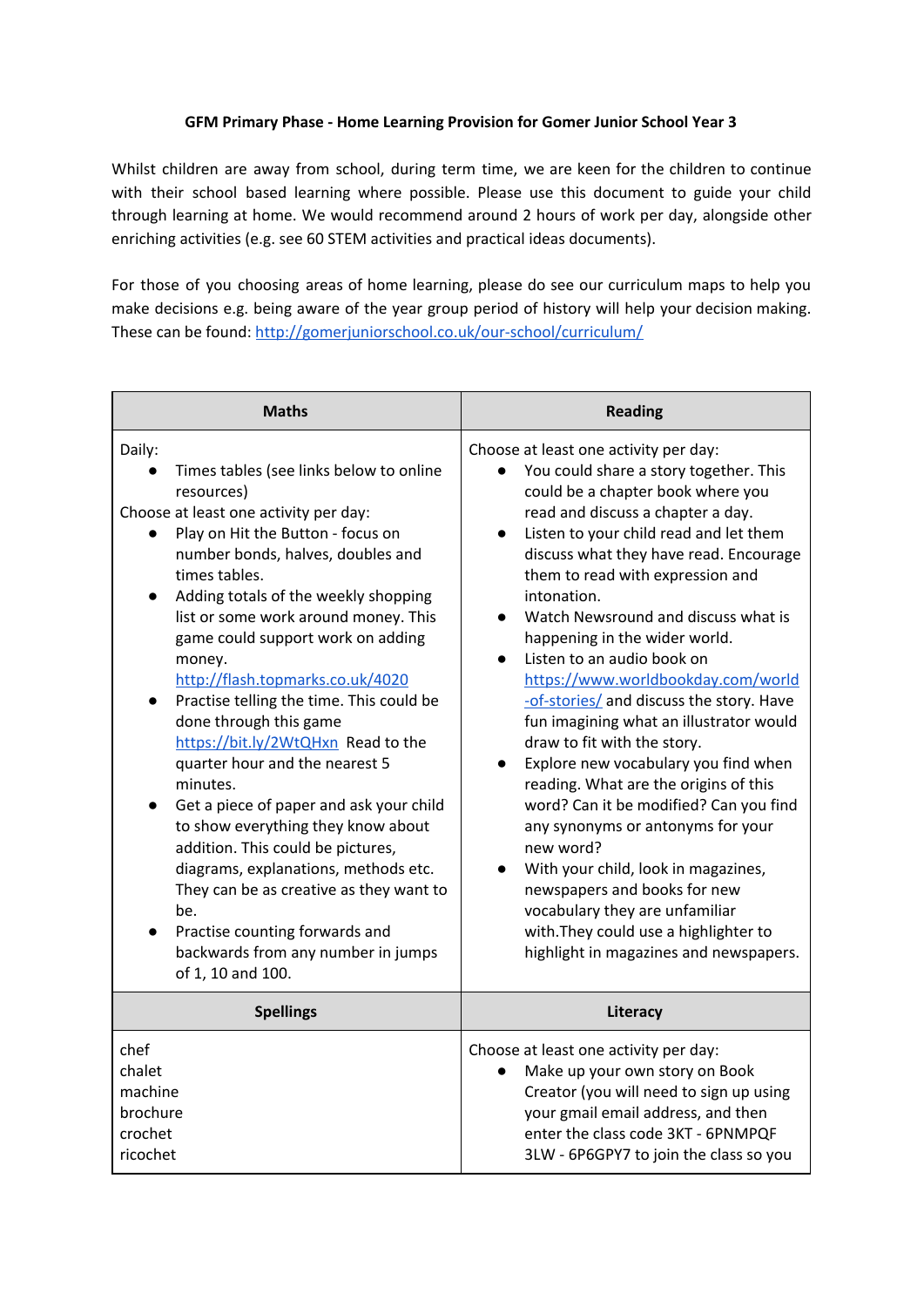**GFM Primary Phase - Home Learning Provision for Gomer Junior School Year 3**

Whilst children are away from school, during term time, we are keen for the children to continue with their school based learning where possible. Please use this document to guide your child through learning at home. We would recommend around 2 hours of work per day, alongside other enriching activities (e.g. see 60 STEM activities and practical ideas documents).

For those of you choosing areas of home learning, please do see our curriculum maps to help you make decisions e.g. being aware of the year group period of history will help your decision making. These can be found: http://gomerjuniorschool.co.uk/our-school/curriculum/

| Maths | Reading |
|---|---|
| Daily:<br>● Times tables (see links below to online resources)<br>Choose at least one activity per day:<br>● Play on Hit the Button - focus on number bonds, halves, doubles and times tables.<br>● Adding totals of the weekly shopping list or some work around money. This game could support work on adding money. http://flash.topmarks.co.uk/4020<br>● Practise telling the time. This could be done through this game https://bit.ly/2WtQHxn Read to the quarter hour and the nearest 5 minutes.<br>● Get a piece of paper and ask your child to show everything they know about addition. This could be pictures, diagrams, explanations, methods etc. They can be as creative as they want to be.<br>● Practise counting forwards and backwards from any number in jumps of 1, 10 and 100. | Choose at least one activity per day:<br>● You could share a story together. This could be a chapter book where you read and discuss a chapter a day.<br>● Listen to your child read and let them discuss what they have read. Encourage them to read with expression and intonation.<br>● Watch Newsround and discuss what is happening in the wider world.<br>● Listen to an audio book on https://www.worldbookday.com/world-of-stories/ and discuss the story. Have fun imagining what an illustrator would draw to fit with the story.<br>● Explore new vocabulary you find when reading. What are the origins of this word? Can it be modified? Can you find any synonyms or antonyms for your new word?<br>● With your child, look in magazines, newspapers and books for new vocabulary they are unfamiliar with.They could use a highlighter to highlight in magazines and newspapers. |
| **Spellings** | **Literacy** |
| chef<br>chalet<br>machine<br>brochure<br>crochet<br>ricochet | Choose at least one activity per day:<br>● Make up your own story on Book Creator (you will need to sign up using your gmail email address, and then enter the class code 3KT - 6PNMPQF 3LW - 6P6GPY7 to join the class so you |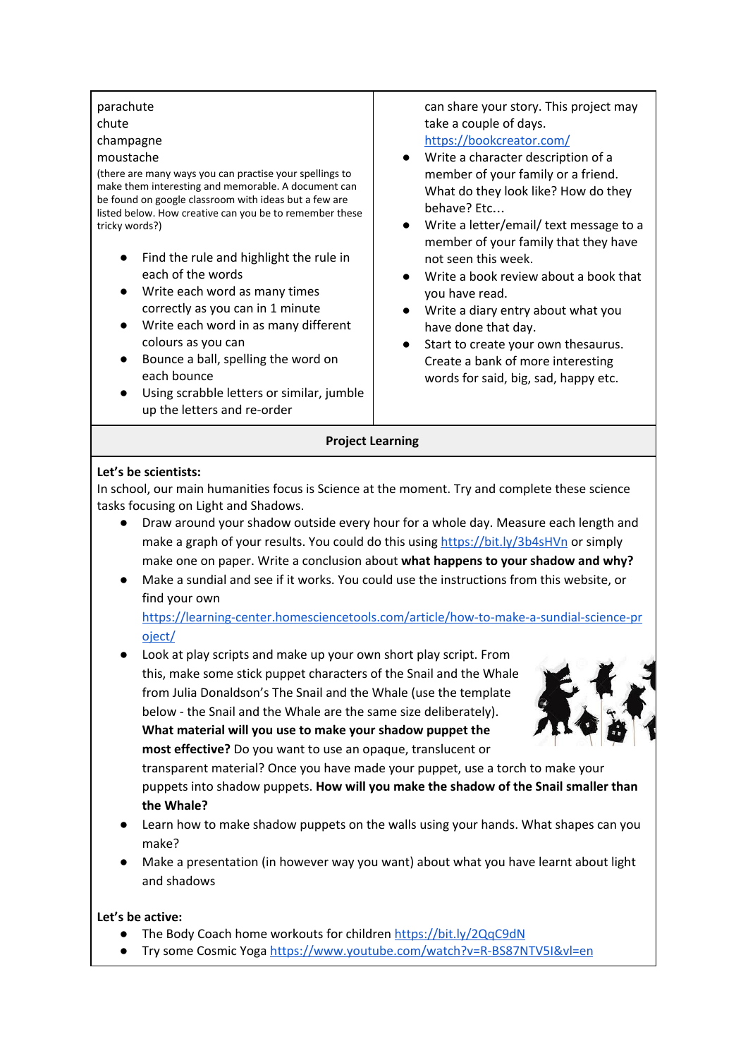parachute
chute
champagne
moustache

(there are many ways you can practise your spellings to make them interesting and memorable. A document can be found on google classroom with ideas but a few are listed below. How creative can you be to remember these tricky words?)

- Find the rule and highlight the rule in each of the words
- Write each word as many times correctly as you can in 1 minute
- Write each word in as many different colours as you can
- Bounce a ball, spelling the word on each bounce
- Using scrabble letters or similar, jumble up the letters and re-order

can share your story. This project may take a couple of days.
https://bookcreator.com/

- Write a character description of a member of your family or a friend. What do they look like? How do they behave? Etc…
- Write a letter/email/ text message to a member of your family that they have not seen this week.
- Write a book review about a book that you have read.
- Write a diary entry about what you have done that day.
- Start to create your own thesaurus. Create a bank of more interesting words for said, big, sad, happy etc.

**Project Learning**

**Let's be scientists:**
In school, our main humanities focus is Science at the moment. Try and complete these science tasks focusing on Light and Shadows.

- Draw around your shadow outside every hour for a whole day. Measure each length and make a graph of your results. You could do this using https://bit.ly/3b4sHVn or simply make one on paper. Write a conclusion about **what happens to your shadow and why?**
- Make a sundial and see if it works. You could use the instructions from this website, or find your own https://learning-center.homesciencetools.com/article/how-to-make-a-sundial-science-project/
- Look at play scripts and make up your own short play script. From this, make some stick puppet characters of the Snail and the Whale from Julia Donaldson's The Snail and the Whale (use the template below - the Snail and the Whale are the same size deliberately). **What material will you use to make your shadow puppet the most effective?** Do you want to use an opaque, translucent or transparent material? Once you have made your puppet, use a torch to make your puppets into shadow puppets. **How will you make the shadow of the Snail smaller than the Whale?**
- Learn how to make shadow puppets on the walls using your hands. What shapes can you make?
- Make a presentation (in however way you want) about what you have learnt about light and shadows

**Let's be active:**

- The Body Coach home workouts for children https://bit.ly/2QqC9dN
- Try some Cosmic Yoga https://www.youtube.com/watch?v=R-BS87NTV5I&vl=en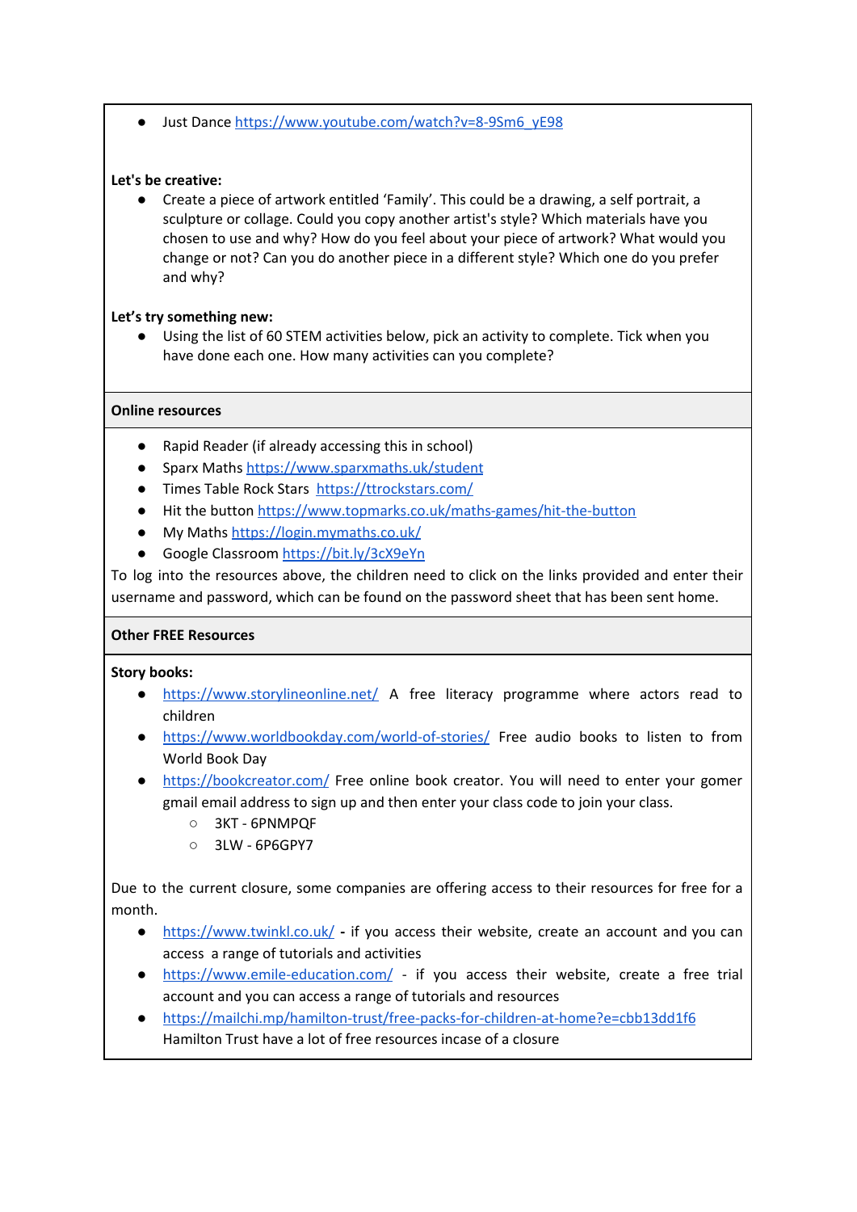- Just Dance https://www.youtube.com/watch?v=8-9Sm6_yE98

**Let's be creative:**

- Create a piece of artwork entitled 'Family'. This could be a drawing, a self portrait, a sculpture or collage. Could you copy another artist's style? Which materials have you chosen to use and why? How do you feel about your piece of artwork? What would you change or not? Can you do another piece in a different style? Which one do you prefer and why?

**Let's try something new:**

- Using the list of 60 STEM activities below, pick an activity to complete. Tick when you have done each one. How many activities can you complete?

**Online resources**

- Rapid Reader (if already accessing this in school)
- Sparx Maths https://www.sparxmaths.uk/student
- Times Table Rock Stars https://ttrockstars.com/
- Hit the button https://www.topmarks.co.uk/maths-games/hit-the-button
- My Maths https://login.mymaths.co.uk/
- Google Classroom https://bit.ly/3cX9eYn

To log into the resources above, the children need to click on the links provided and enter their username and password, which can be found on the password sheet that has been sent home.

**Other FREE Resources**

**Story books:**

- https://www.storylineonline.net/ A free literacy programme where actors read to children
- https://www.worldbookday.com/world-of-stories/ Free audio books to listen to from World Book Day
- https://bookcreator.com/ Free online book creator. You will need to enter your gomer gmail email address to sign up and then enter your class code to join your class.
  - 3KT - 6PNMPQF
  - 3LW - 6P6GPY7

Due to the current closure, some companies are offering access to their resources for free for a month.

- https://www.twinkl.co.uk/ **-** if you access their website, create an account and you can access a range of tutorials and activities
- https://www.emile-education.com/ - if you access their website, create a free trial account and you can access a range of tutorials and resources
- https://mailchi.mp/hamilton-trust/free-packs-for-children-at-home?e=cbb13dd1f6 Hamilton Trust have a lot of free resources incase of a closure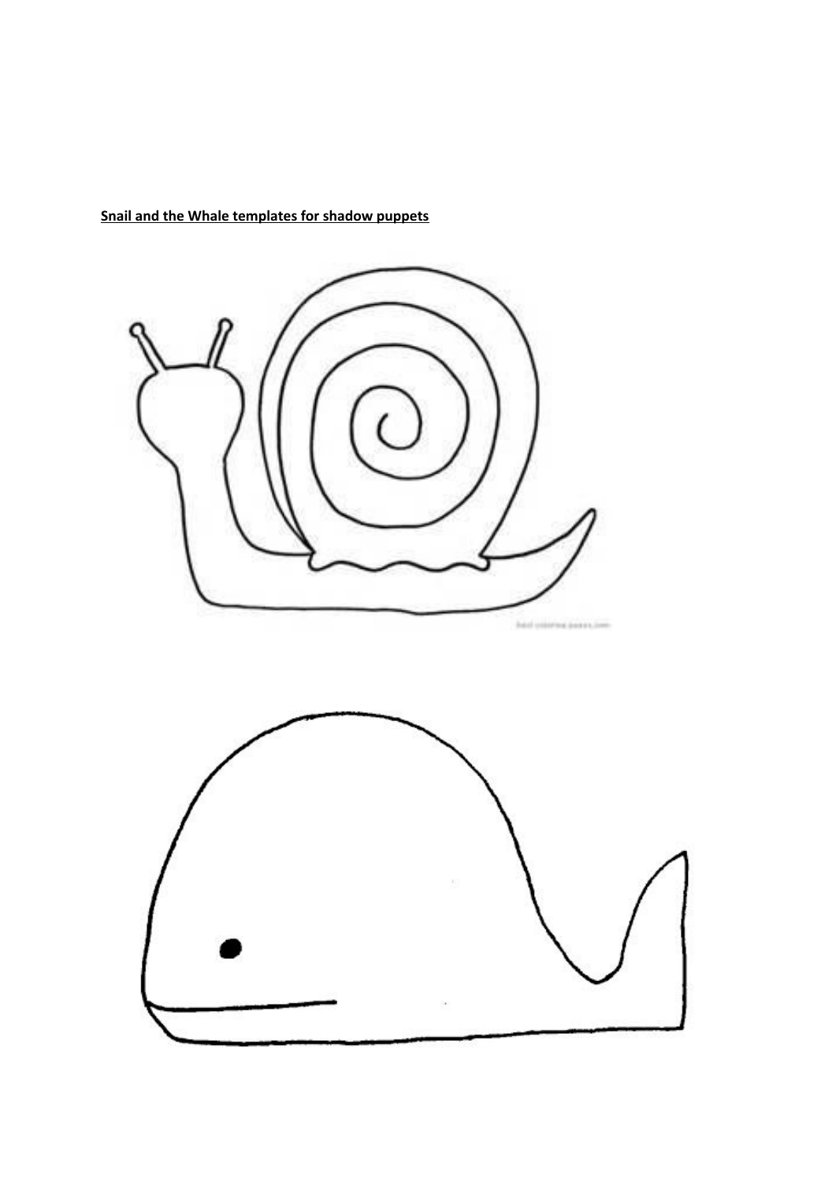**Snail and the Whale templates for shadow puppets**